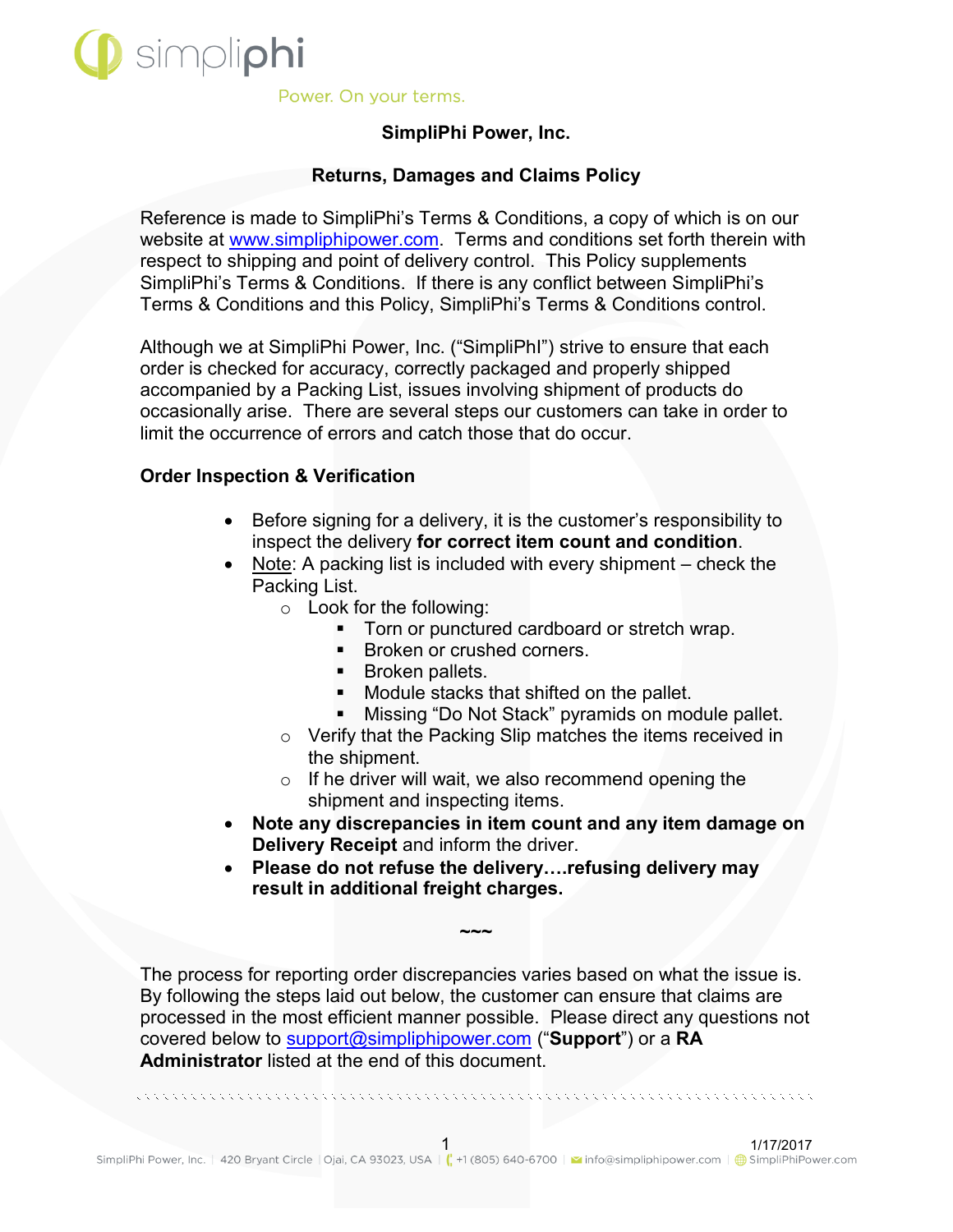simpliphi

Power. On your terms.

**SimpliPhi Power, Inc.**

**Returns, Damages and Claims Policy**

Reference is made to SimpliPhi's Terms & Conditions, a copy of which is on our website at www.simpliphipower.com. Terms and conditions set forth therein with respect to shipping and point of delivery control. This Policy supplements SimpliPhi's Terms & Conditions. If there is any conflict between SimpliPhi's Terms & Conditions and this Policy, SimpliPhi's Terms & Conditions control.

Although we at SimpliPhi Power, Inc. ("SimpliPhI") strive to ensure that each order is checked for accuracy, correctly packaged and properly shipped accompanied by a Packing List, issues involving shipment of products do occasionally arise. There are several steps our customers can take in order to limit the occurrence of errors and catch those that do occur.

**Order Inspection & Verification**

- Before signing for a delivery, it is the customer's responsibility to inspect the delivery **for correct item count and condition**.
- Note: A packing list is included with every shipment – check the Packing List.
  - Look for the following:
    - Torn or punctured cardboard or stretch wrap.
    - Broken or crushed corners.
    - Broken pallets.
    - Module stacks that shifted on the pallet.
    - Missing "Do Not Stack" pyramids on module pallet.
  - Verify that the Packing Slip matches the items received in the shipment.
  - If he driver will wait, we also recommend opening the shipment and inspecting items.
- **Note any discrepancies in item count and any item damage on Delivery Receipt** and inform the driver.
- **Please do not refuse the delivery….refusing delivery may result in additional freight charges.**

~~~

The process for reporting order discrepancies varies based on what the issue is. By following the steps laid out below, the customer can ensure that claims are processed in the most efficient manner possible. Please direct any questions not covered below to support@simpliphipower.com ("**Support**") or a **RA Administrator** listed at the end of this document.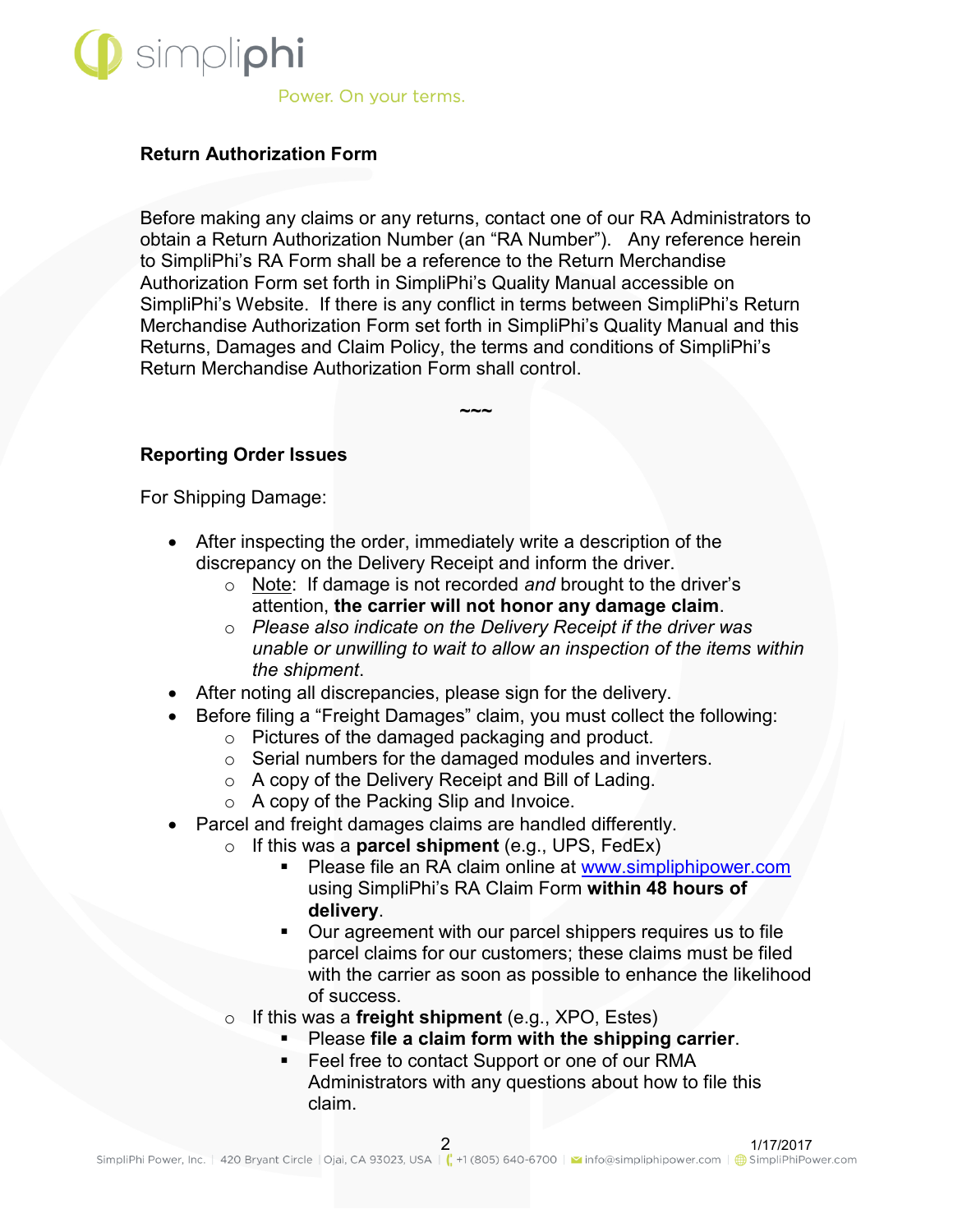**Return Authorization Form**

Before making any claims or any returns, contact one of our RA Administrators to obtain a Return Authorization Number (an "RA Number"). Any reference herein to SimpliPhi's RA Form shall be a reference to the Return Merchandise Authorization Form set forth in SimpliPhi's Quality Manual accessible on SimpliPhi's Website. If there is any conflict in terms between SimpliPhi's Return Merchandise Authorization Form set forth in SimpliPhi's Quality Manual and this Returns, Damages and Claim Policy, the terms and conditions of SimpliPhi's Return Merchandise Authorization Form shall control.

~~~

**Reporting Order Issues**

For Shipping Damage:

- After inspecting the order, immediately write a description of the discrepancy on the Delivery Receipt and inform the driver.
  - Note: If damage is not recorded *and* brought to the driver's attention, **the carrier will not honor any damage claim**.
  - *Please also indicate on the Delivery Receipt if the driver was unable or unwilling to wait to allow an inspection of the items within the shipment*.
- After noting all discrepancies, please sign for the delivery.
- Before filing a "Freight Damages" claim, you must collect the following:
  - Pictures of the damaged packaging and product.
  - Serial numbers for the damaged modules and inverters.
  - A copy of the Delivery Receipt and Bill of Lading.
  - A copy of the Packing Slip and Invoice.
- Parcel and freight damages claims are handled differently.
  - If this was a **parcel shipment** (e.g., UPS, FedEx)
    - Please file an RA claim online at www.simpliphipower.com using SimpliPhi's RA Claim Form **within 48 hours of delivery**.
    - Our agreement with our parcel shippers requires us to file parcel claims for our customers; these claims must be filed with the carrier as soon as possible to enhance the likelihood of success.
  - If this was a **freight shipment** (e.g., XPO, Estes)
    - Please **file a claim form with the shipping carrier**.
    - Feel free to contact Support or one of our RMA Administrators with any questions about how to file this claim.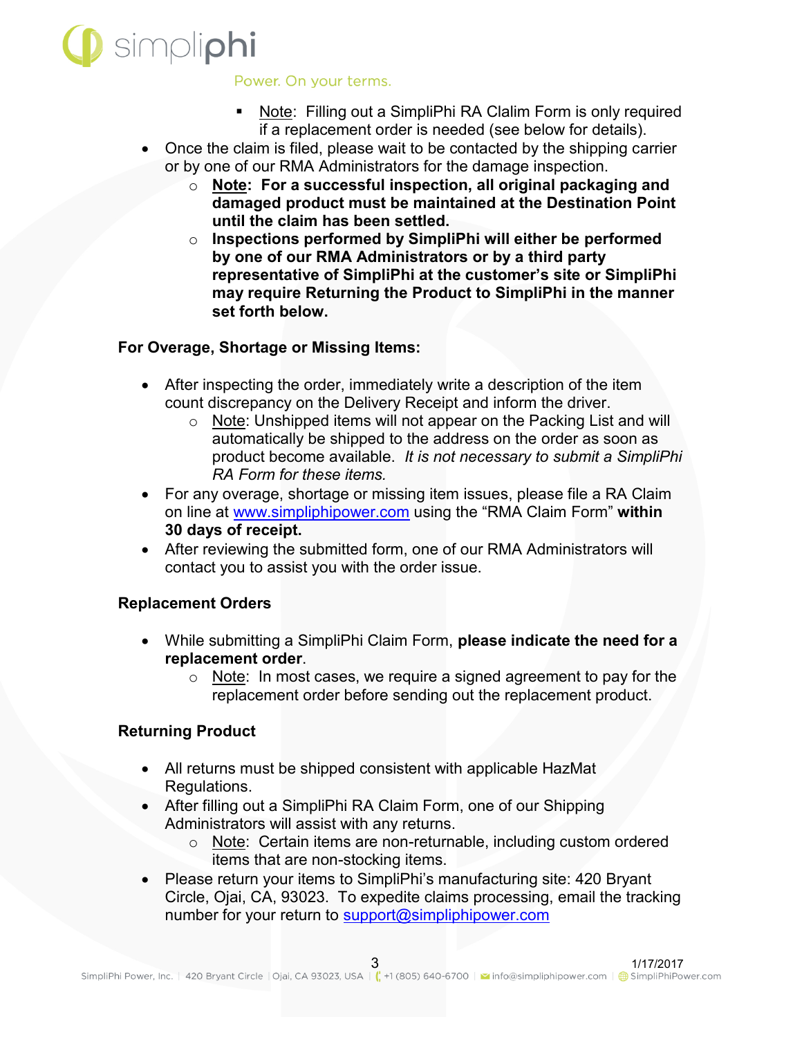- Note: Filling out a SimpliPhi RA Clalim Form is only required if a replacement order is needed (see below for details).

- Once the claim is filed, please wait to be contacted by the shipping carrier or by one of our RMA Administrators for the damage inspection.
  - **Note: For a successful inspection, all original packaging and damaged product must be maintained at the Destination Point until the claim has been settled.**
  - **Inspections performed by SimpliPhi will either be performed by one of our RMA Administrators or by a third party representative of SimpliPhi at the customer's site or SimpliPhi may require Returning the Product to SimpliPhi in the manner set forth below.**

**For Overage, Shortage or Missing Items:**

- After inspecting the order, immediately write a description of the item count discrepancy on the Delivery Receipt and inform the driver.
  - Note: Unshipped items will not appear on the Packing List and will automatically be shipped to the address on the order as soon as product become available. *It is not necessary to submit a SimpliPhi RA Form for these items.*
- For any overage, shortage or missing item issues, please file a RA Claim on line at www.simpliphipower.com using the "RMA Claim Form" **within 30 days of receipt.**
- After reviewing the submitted form, one of our RMA Administrators will contact you to assist you with the order issue.

**Replacement Orders**

- While submitting a SimpliPhi Claim Form, **please indicate the need for a replacement order**.
  - Note: In most cases, we require a signed agreement to pay for the replacement order before sending out the replacement product.

**Returning Product**

- All returns must be shipped consistent with applicable HazMat Regulations.
- After filling out a SimpliPhi RA Claim Form, one of our Shipping Administrators will assist with any returns.
  - Note: Certain items are non-returnable, including custom ordered items that are non-stocking items.
- Please return your items to SimpliPhi's manufacturing site: 420 Bryant Circle, Ojai, CA, 93023. To expedite claims processing, email the tracking number for your return to support@simpliphipower.com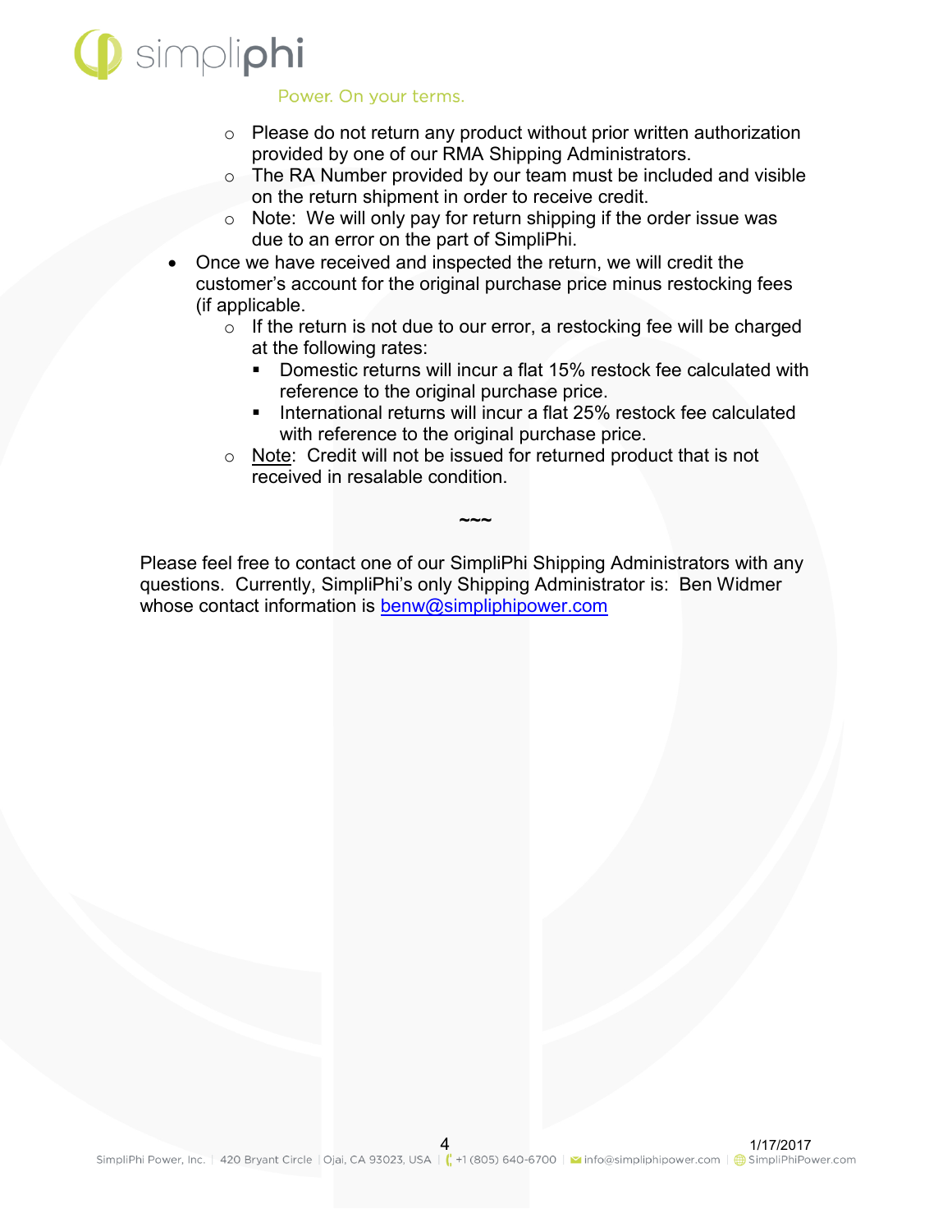- Please do not return any product without prior written authorization provided by one of our RMA Shipping Administrators.
  - The RA Number provided by our team must be included and visible on the return shipment in order to receive credit.
  - Note: We will only pay for return shipping if the order issue was due to an error on the part of SimpliPhi.
- Once we have received and inspected the return, we will credit the customer's account for the original purchase price minus restocking fees (if applicable.
  - If the return is not due to our error, a restocking fee will be charged at the following rates:
    - Domestic returns will incur a flat 15% restock fee calculated with reference to the original purchase price.
    - International returns will incur a flat 25% restock fee calculated with reference to the original purchase price.
  - Note: Credit will not be issued for returned product that is not received in resalable condition.

~~~

Please feel free to contact one of our SimpliPhi Shipping Administrators with any questions. Currently, SimpliPhi's only Shipping Administrator is: Ben Widmer whose contact information is benw@simpliphipower.com